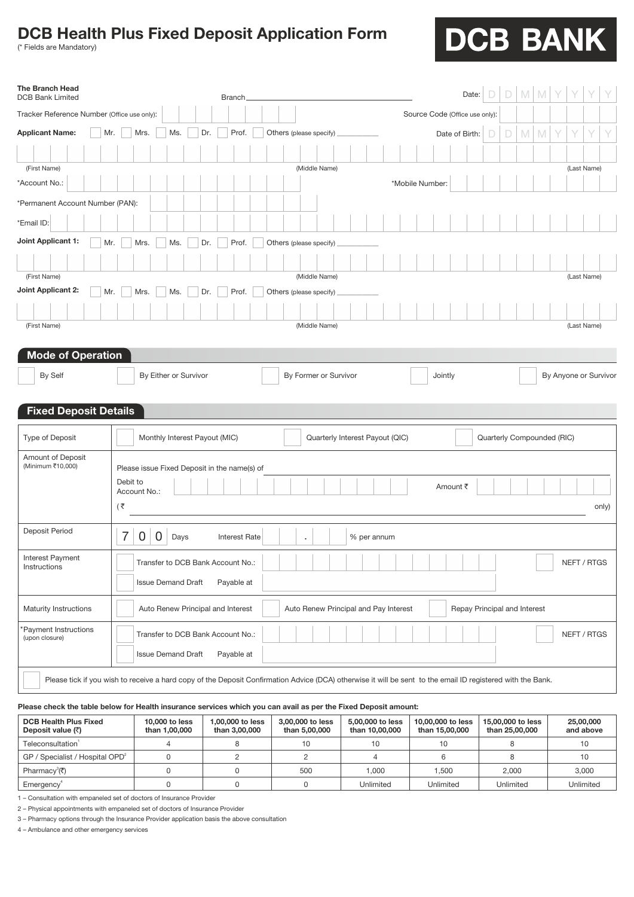# DCB Health Plus Fixed Deposit Application Form

(* Fields are Mandatory)

**DCB BANK**

**The Branch Head**
DCB Bank Limited

Branch ____________________

Date: D D M M Y Y Y Y

Tracker Reference Number (Office use only): ____________________

Source Code (Office use only): ____________________

**Applicant Name:** ☐ Mr. ☐ Mrs. ☐ Ms. ☐ Dr. ☐ Prof. ☐ Others (please specify) __________

Date of Birth: D D M M Y Y Y Y

(First Name) (Middle Name) (Last Name)

*Account No.: ____________________

*Mobile Number: ____________________

*Permanent Account Number (PAN): ____________________

*Email ID: ____________________

**Joint Applicant 1:** ☐ Mr. ☐ Mrs. ☐ Ms. ☐ Dr. ☐ Prof. ☐ Others (please specify) __________

(First Name) (Middle Name) (Last Name)

**Joint Applicant 2:** ☐ Mr. ☐ Mrs. ☐ Ms. ☐ Dr. ☐ Prof. ☐ Others (please specify) __________

(First Name) (Middle Name) (Last Name)

## Mode of Operation

☐ By Self ☐ By Either or Survivor ☐ By Former or Survivor ☐ Jointly ☐ By Anyone or Survivor

## Fixed Deposit Details

| | |
|---|---|
| Type of Deposit | ☐ Monthly Interest Payout (MIC) ☐ Quarterly Interest Payout (QIC) ☐ Quarterly Compounded (RIC) |
| Amount of Deposit (Minimum ₹10,000) | Please issue Fixed Deposit in the name(s) of ____________________ <br> Debit to Account No.: ____________________ Amount ₹ ____________________ <br> (₹ ____________________ only) |
| Deposit Period | 7 0 0 Days Interest Rate ___ . ___ % per annum |
| Interest Payment Instructions | ☐ Transfer to DCB Bank Account No.: ____________________ ☐ NEFT / RTGS <br> ☐ Issue Demand Draft Payable at ____________________ |
| Maturity Instructions | ☐ Auto Renew Principal and Interest ☐ Auto Renew Principal and Pay Interest ☐ Repay Principal and Interest |
| *Payment Instructions (upon closure) | ☐ Transfer to DCB Bank Account No.: ____________________ ☐ NEFT / RTGS <br> ☐ Issue Demand Draft Payable at ____________________ |

☐ Please tick if you wish to receive a hard copy of the Deposit Confirmation Advice (DCA) otherwise it will be sent to the email ID registered with the Bank.

**Please check the table below for Health insurance services which you can avail as per the Fixed Deposit amount:**

| DCB Health Plus Fixed Deposit value (₹) | 10,000 to less than 1,00,000 | 1,00,000 to less than 3,00,000 | 3,00,000 to less than 5,00,000 | 5,00,000 to less than 10,00,000 | 10,00,000 to less than 15,00,000 | 15,00,000 to less than 25,00,000 | 25,00,000 and above |
|---|---|---|---|---|---|---|---|
| Teleconsultation[1] | 4 | 8 | 10 | 10 | 10 | 8 | 10 |
| GP / Specialist / Hospital OPD[2] | 0 | 2 | 2 | 4 | 6 | 8 | 10 |
| Pharmacy[3](₹) | 0 | 0 | 500 | 1,000 | 1,500 | 2,000 | 3,000 |
| Emergency[4] | 0 | 0 | 0 | Unlimited | Unlimited | Unlimited | Unlimited |

1 – Consultation with empaneled set of doctors of Insurance Provider

2 – Physical appointments with empaneled set of doctors of Insurance Provider

3 – Pharmacy options through the Insurance Provider application basis the above consultation

4 – Ambulance and other emergency services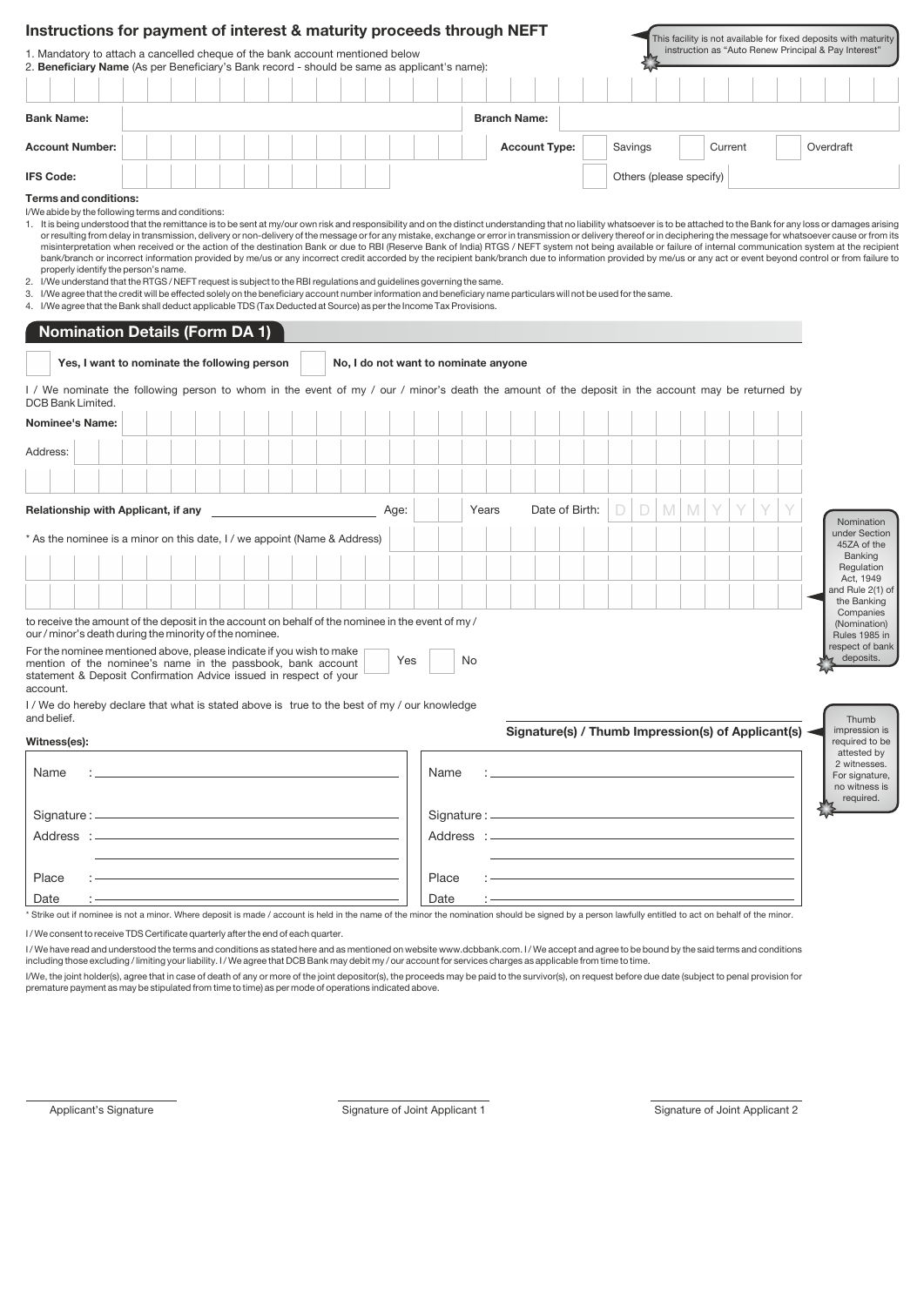## Instructions for payment of interest & maturity proceeds through NEFT

This facility is not available for fixed deposits with maturity instruction as "Auto Renew Principal & Pay Interest"

1. Mandatory to attach a cancelled cheque of the bank account mentioned below
2. **Beneficiary Name** (As per Beneficiary's Bank record - should be same as applicant's name):

| | |
|---|---|
| **Bank Name:** | **Branch Name:** |
| **Account Number:** | **Account Type:** ☐ Savings ☐ Current ☐ Overdraft |
| **IFS Code:** | ☐ Others (please specify) |

**Terms and conditions:**

I/We abide by the following terms and conditions:

1. It is being understood that the remittance is to be sent at my/our own risk and responsibility and on the distinct understanding that no liability whatsoever is to be attached to the Bank for any loss or damages arising or resulting from delay in transmission, delivery or non-delivery of the message or for any mistake, exchange or error in transmission or delivery thereof or in deciphering the message for whatsoever cause or from its misinterpretation when received or the action of the destination Bank or due to RBI (Reserve Bank of India) RTGS / NEFT system not being available or failure of internal communication system at the recipient bank/branch or incorrect information provided by me/us or any incorrect credit accorded by the recipient bank/branch due to information provided by me/us or any act or event beyond control or from failure to properly identify the person's name.
2. I/We understand that the RTGS / NEFT request is subject to the RBI regulations and guidelines governing the same.
3. I/We agree that the credit will be effected solely on the beneficiary account number information and beneficiary name particulars will not be used for the same.
4. I/We agree that the Bank shall deduct applicable TDS (Tax Deducted at Source) as per the Income Tax Provisions.

## Nomination Details (Form DA 1)

☐ Yes, I want to nominate the following person ☐ No, I do not want to nominate anyone

I / We nominate the following person to whom in the event of my / our / minor's death the amount of the deposit in the account may be returned by DCB Bank Limited.

**Nominee's Name:**

Address:

**Relationship with Applicant, if any** \_\_\_\_\_\_\_\_\_\_ Age: \_\_ Years Date of Birth: D D M M Y Y Y Y

Nomination under Section 45ZA of the Banking Regulation Act, 1949 and Rule 2(1) of the Banking Companies (Nomination) Rules 1985 in respect of bank deposits.

\* As the nominee is a minor on this date, I / we appoint (Name & Address)

to receive the amount of the deposit in the account on behalf of the nominee in the event of my / our / minor's death during the minority of the nominee.

For the nominee mentioned above, please indicate if you wish to make mention of the nominee's name in the passbook, bank account statement & Deposit Confirmation Advice issued in respect of your account. ☐ Yes ☐ No

I / We do hereby declare that what is stated above is true to the best of my / our knowledge and belief.

**Signature(s) / Thumb Impression(s) of Applicant(s)**

Thumb impression is required to be attested by 2 witnesses. For signature, no witness is required.

**Witness(es):**

| | |
|---|---|
| Name : | Name : |
| Signature : | Signature : |
| Address : | Address : |
| Place : | Place : |
| Date : | Date : |

\* Strike out if nominee is not a minor. Where deposit is made / account is held in the name of the minor the nomination should be signed by a person lawfully entitled to act on behalf of the minor.

I / We consent to receive TDS Certificate quarterly after the end of each quarter.

I / We have read and understood the terms and conditions as stated here and as mentioned on website www.dcbbank.com. I / We accept and agree to be bound by the said terms and conditions including those excluding / limiting your liability. I / We agree that DCB Bank may debit my / our account for services charges as applicable from time to time.

I/We, the joint holder(s), agree that in case of death of any or more of the joint depositor(s), the proceeds may be paid to the survivor(s), on request before due date (subject to penal provision for premature payment as may be stipulated from time to time) as per mode of operations indicated above.

Applicant's Signature — Signature of Joint Applicant 1 — Signature of Joint Applicant 2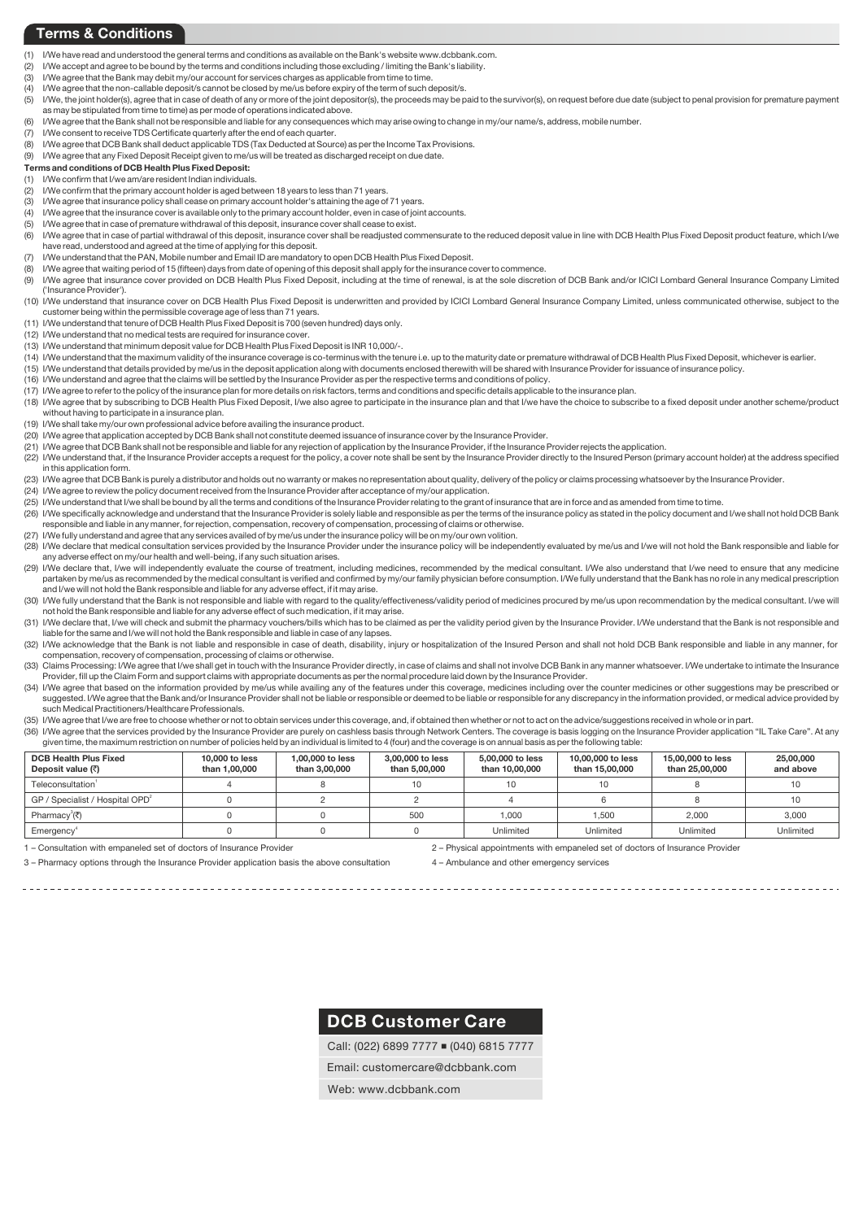## Terms & Conditions

(1) I/We have read and understood the general terms and conditions as available on the Bank's website www.dcbbank.com.
(2) I/We accept and agree to be bound by the terms and conditions including those excluding / limiting the Bank's liability.
(3) I/We agree that the Bank may debit my/our account for services charges as applicable from time to time.
(4) I/We agree that the non-callable deposit/s cannot be closed by me/us before expiry of the term of such deposit/s.
(5) I/We, the joint holder(s), agree that in case of death of any or more of the joint depositor(s), the proceeds may be paid to the survivor(s), on request before due date (subject to penal provision for premature payment as may be stipulated from time to time) as per mode of operations indicated above.
(6) I/We agree that the Bank shall not be responsible and liable for any consequences which may arise owing to change in my/our name/s, address, mobile number.
(7) I/We consent to receive TDS Certificate quarterly after the end of each quarter.
(8) I/We agree that DCB Bank shall deduct applicable TDS (Tax Deducted at Source) as per the Income Tax Provisions.
(9) I/We agree that any Fixed Deposit Receipt given to me/us will be treated as discharged receipt on due date.

**Terms and conditions of DCB Health Plus Fixed Deposit:**

(1) I/We confirm that I/we am/are resident Indian individuals.
(2) I/We confirm that the primary account holder is aged between 18 years to less than 71 years.
(3) I/We agree that insurance policy shall cease on primary account holder's attaining the age of 71 years.
(4) I/We agree that the insurance cover is available only to the primary account holder, even in case of joint accounts.
(5) I/We agree that in case of premature withdrawal of this deposit, insurance cover shall cease to exist.
(6) I/We agree that in case of partial withdrawal of this deposit, insurance cover shall be readjusted commensurate to the reduced deposit value in line with DCB Health Plus Fixed Deposit product feature, which I/we have read, understood and agreed at the time of applying for this deposit.
(7) I/We understand that the PAN, Mobile number and Email ID are mandatory to open DCB Health Plus Fixed Deposit.
(8) I/We agree that waiting period of 15 (fifteen) days from date of opening of this deposit shall apply for the insurance cover to commence.
(9) I/We agree that insurance cover provided on DCB Health Plus Fixed Deposit, including at the time of renewal, is at the sole discretion of DCB Bank and/or ICICI Lombard General Insurance Company Limited ('Insurance Provider').
(10) I/We understand that insurance cover on DCB Health Plus Fixed Deposit is underwritten and provided by ICICI Lombard General Insurance Company Limited, unless communicated otherwise, subject to the customer being within the permissible coverage age of less than 71 years.
(11) I/We understand that tenure of DCB Health Plus Fixed Deposit is 700 (seven hundred) days only.
(12) I/We understand that no medical tests are required for insurance cover.
(13) I/We understand that minimum deposit value for DCB Health Plus Fixed Deposit is INR 10,000/-.
(14) I/We understand that the maximum validity of the insurance coverage is co-terminus with the tenure i.e. up to the maturity date or premature withdrawal of DCB Health Plus Fixed Deposit, whichever is earlier.
(15) I/We understand that details provided by me/us in the deposit application along with documents enclosed therewith will be shared with Insurance Provider for issuance of insurance policy.
(16) I/We understand and agree that the claims will be settled by the Insurance Provider as per the respective terms and conditions of policy.
(17) I/We agree to refer to the policy of the insurance plan for more details on risk factors, terms and conditions and specific details applicable to the insurance plan.
(18) I/We agree that by subscribing to DCB Health Plus Fixed Deposit, I/we also agree to participate in the insurance plan and that I/we have the choice to subscribe to a fixed deposit under another scheme/product without having to participate in a insurance plan.
(19) I/We shall take my/our own professional advice before availing the insurance product.
(20) I/We agree that application accepted by DCB Bank shall not constitute deemed issuance of insurance cover by the Insurance Provider.
(21) I/We agree that DCB Bank shall not be responsible and liable for any rejection of application by the Insurance Provider, if the Insurance Provider rejects the application.
(22) I/We understand that, if the Insurance Provider accepts a request for the policy, a cover note shall be sent by the Insurance Provider directly to the Insured Person (primary account holder) at the address specified in this application form.
(23) I/We agree that DCB Bank is purely a distributor and holds out no warranty or makes no representation about quality, delivery of the policy or claims processing whatsoever by the Insurance Provider.
(24) I/We agree to review the policy document received from the Insurance Provider after acceptance of my/our application.
(25) I/We understand that I/we shall be bound by all the terms and conditions of the Insurance Provider relating to the grant of insurance that are in force and as amended from time to time.
(26) I/We specifically acknowledge and understand that the Insurance Provider is solely liable and responsible as per the terms of the insurance policy as stated in the policy document and I/we shall not hold DCB Bank responsible and liable in any manner, for rejection, compensation, recovery of compensation, processing of claims or otherwise.
(27) I/We fully understand and agree that any services availed of by me/us under the insurance policy will be on my/our own volition.
(28) I/We declare that medical consultation services provided by the Insurance Provider under the insurance policy will be independently evaluated by me/us and I/we will not hold the Bank responsible and liable for any adverse effect on my/our health and well-being, if any such situation arises.
(29) I/We declare that, I/we will independently evaluate the course of treatment, including medicines, recommended by the medical consultant. I/We also understand that I/we need to ensure that any medicine partaken by me/us as recommended by the medical consultant is verified and confirmed by my/our family physician before consumption. I/We fully understand that the Bank has no role in any medical prescription and I/we will not hold the Bank responsible and liable for any adverse effect, if it may arise.
(30) I/We fully understand that the Bank is not responsible and liable with regard to the quality/effectiveness/validity period of medicines procured by me/us upon recommendation by the medical consultant. I/we will not hold the Bank responsible and liable for any adverse effect of such medication, if it may arise.
(31) I/We declare that, I/we will check and submit the pharmacy vouchers/bills which has to be claimed as per the validity period given by the Insurance Provider. I/We understand that the Bank is not responsible and liable for the same and I/we will not hold the Bank responsible and liable in case of any lapses.
(32) I/We acknowledge that the Bank is not liable and responsible in case of death, disability, injury or hospitalization of the Insured Person and shall not hold DCB Bank responsible and liable in any manner, for compensation, recovery of compensation, processing of claims or otherwise.
(33) Claims Processing: I/We agree that I/we shall get in touch with the Insurance Provider directly, in case of claims and shall not involve DCB Bank in any manner whatsoever. I/We undertake to intimate the Insurance Provider, fill up the Claim Form and support claims with appropriate documents as per the normal procedure laid down by the Insurance Provider.
(34) I/We agree that based on the information provided by me/us while availing any of the features under this coverage, medicines including over the counter medicines or other suggestions may be prescribed or suggested. I/We agree that the Bank and/or Insurance Provider shall not be liable or responsible or deemed to be liable or responsible for any discrepancy in the information provided, or medical advice provided by such Medical Practitioners/Healthcare Professionals.
(35) I/We agree that I/we are free to choose whether or not to obtain services under this coverage, and, if obtained then whether or not to act on the advice/suggestions received in whole or in part.
(36) I/We agree that the services provided by the Insurance Provider are purely on cashless basis through Network Centers. The coverage is basis logging on the Insurance Provider application "IL Take Care". At any given time, the maximum restriction on number of policies held by an individual is limited to 4 (four) and the coverage is on annual basis as per the following table:

| DCB Health Plus Fixed Deposit value (₹) | 10,000 to less than 1,00,000 | 1,00,000 to less than 3,00,000 | 3,00,000 to less than 5,00,000 | 5,00,000 to less than 10,00,000 | 10,00,000 to less than 15,00,000 | 15,00,000 to less than 25,00,000 | 25,00,000 and above |
|---|---|---|---|---|---|---|---|
| Teleconsultation[1] | 4 | 8 | 10 | 10 | 10 | 8 | 10 |
| GP / Specialist / Hospital OPD[2] | 0 | 2 | 2 | 4 | 6 | 8 | 10 |
| Pharmacy[3](₹) | 0 | 0 | 500 | 1,000 | 1,500 | 2,000 | 3,000 |
| Emergency[4] | 0 | 0 | 0 | Unlimited | Unlimited | Unlimited | Unlimited |

1 – Consultation with empaneled set of doctors of Insurance Provider

2 – Physical appointments with empaneled set of doctors of Insurance Provider

3 – Pharmacy options through the Insurance Provider application basis the above consultation

4 – Ambulance and other emergency services

## DCB Customer Care

Call: (022) 6899 7777 ■ (040) 6815 7777

Email: customercare@dcbbank.com

Web: www.dcbbank.com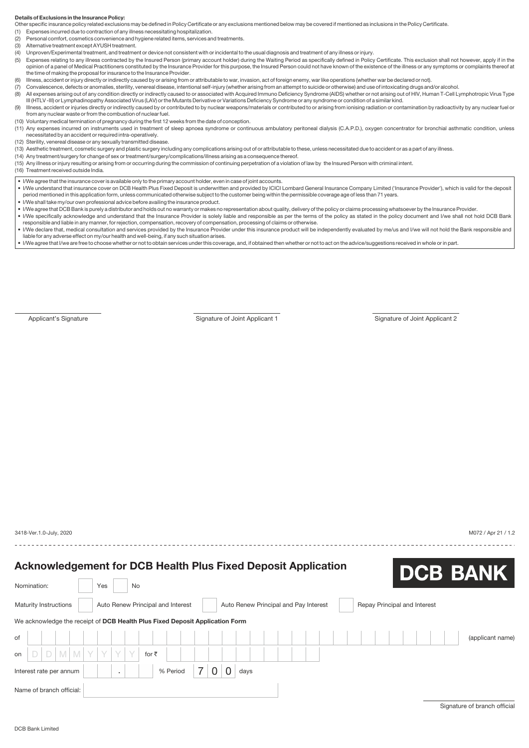**Details of Exclusions in the Insurance Policy:**

Other specific insurance policy related exclusions may be defined in Policy Certificate or any exclusions mentioned below may be covered if mentioned as inclusions in the Policy Certificate.

(1) Expenses incurred due to contraction of any illness necessitating hospitalization.
(2) Personal comfort, cosmetics convenience and hygiene related items, services and treatments.
(3) Alternative treatment except AYUSH treatment.
(4) Unproven/Experimental treatment, and treatment or device not consistent with or incidental to the usual diagnosis and treatment of any illness or injury.
(5) Expenses relating to any illness contracted by the Insured Person (primary account holder) during the Waiting Period as specifically defined in Policy Certificate. This exclusion shall not however, apply if in the opinion of a panel of Medical Practitioners constituted by the Insurance Provider for this purpose, the Insured Person could not have known of the existence of the illness or any symptoms or complaints thereof at the time of making the proposal for insurance to the Insurance Provider.
(6) Illness, accident or injury directly or indirectly caused by or arising from or attributable to war, invasion, act of foreign enemy, war like operations (whether war be declared or not).
(7) Convalescence, defects or anomalies, sterility, venereal disease, intentional self-injury (whether arising from an attempt to suicide or otherwise) and use of intoxicating drugs and/or alcohol.
(8) All expenses arising out of any condition directly or indirectly caused to or associated with Acquired Immuno Deficiency Syndrome (AIDS) whether or not arising out of HIV, Human T-Cell Lymphotropic Virus Type III (HTLV -III) or Lymphadinopathy Associated Virus (LAV) or the Mutants Derivative or Variations Deficiency Syndrome or any syndrome or condition of a similar kind.
(9) Illness, accident or injuries directly or indirectly caused by or contributed by nuclear weapons/materials or contributed to or arising from ionising radiation or contamination by radioactivity by any nuclear fuel or from any nuclear waste or from the combustion of nuclear fuel.
(10) Voluntary medical termination of pregnancy during the first 12 weeks from the date of conception.
(11) Any expenses incurred on instruments used in treatment of sleep apnoea syndrome or continuous ambulatory peritoneal dialysis (C.A.P.D.), oxygen concentrator for bronchial asthmatic condition, unless necessitated by an accident or required intra-operatively.
(12) Sterility, venereal disease or any sexually transmitted disease.
(13) Aesthetic treatment, cosmetic surgery and plastic surgery including any complications arising out of or attributable to these, unless necessitated due to accident or as a part of any illness.
(14) Any treatment/surgery for change of sex or treatment/surgery/complications/illness arising as a consequence thereof.
(15) Any illness or injury resulting or arising from or occurring during the commission of continuing perpetration of a violation of law by the Insured Person with criminal intent.
(16) Treatment received outside India.

- I/We agree that the insurance cover is available only to the primary account holder, even in case of joint accounts.
- I/We understand that insurance cover on DCB Health Plus Fixed Deposit is underwritten and provided by ICICI Lombard General Insurance Company Limited ('Insurance Provider'), which is valid for the deposit period mentioned in this application form, unless communicated otherwise subject to the customer being within the permissible coverage age of less than 71 years.
- I/We shall take my/our own professional advice before availing the insurance product.
- I/We agree that DCB Bank is purely a distributor and holds out no warranty or makes no representation about quality, delivery of the policy or claims processing whatsoever by the Insurance Provider.
- I/We specifically acknowledge and understand that the Insurance Provider is solely liable and responsible as per the terms of the policy as stated in the policy document and I/we shall not hold DCB Bank responsible and liable in any manner, for rejection, compensation, recovery of compensation, processing of claims or otherwise.
- I/We declare that, medical consultation and services provided by the Insurance Provider under this insurance product will be independently evaluated by me/us and I/we will not hold the Bank responsible and liable for any adverse effect on my/our health and well-being, if any such situation arises.
- I/We agree that I/we are free to choose whether or not to obtain services under this coverage, and, if obtained then whether or not to act on the advice/suggestions received in whole or in part.

Applicant's Signature

Signature of Joint Applicant 1

Signature of Joint Applicant 2

3418-Ver.1.0-July, 2020

M072 / Apr 21 / 1.2

## Acknowledgement for DCB Health Plus Fixed Deposit Application

**DCB BANK**

Nomination: ☐ Yes ☐ No

Maturity Instructions ☐ Auto Renew Principal and Interest ☐ Auto Renew Principal and Pay Interest ☐ Repay Principal and Interest

We acknowledge the receipt of **DCB Health Plus Fixed Deposit Application Form**

of ____________________ (applicant name)

on D D M M Y Y Y Y for ₹ ____________

Interest rate per annum ___ . ___ % Period 7 0 0 days

Name of branch official: ____________________

Signature of branch official

DCB Bank Limited